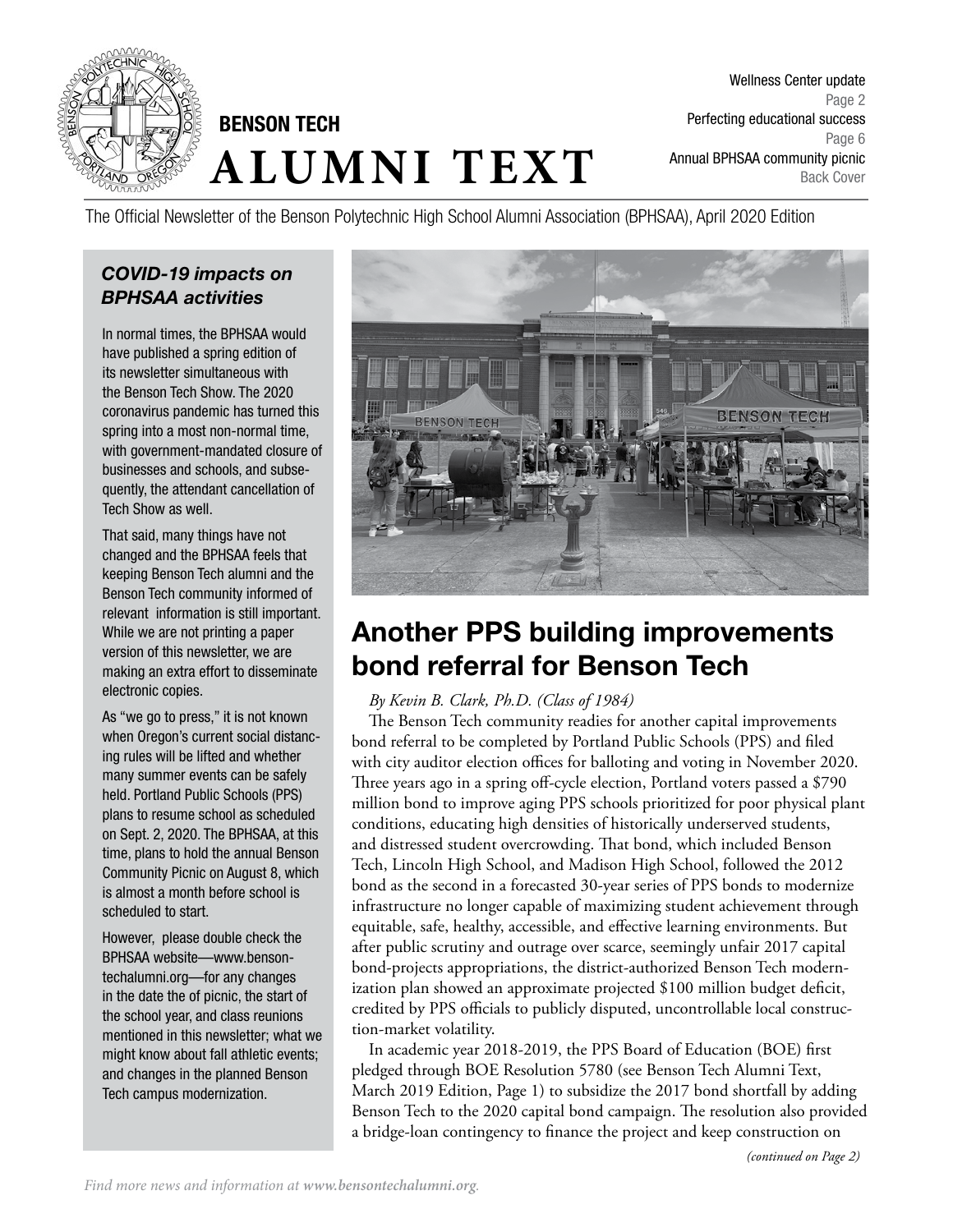# BENSON TECH ALUMNI TEXT

Wellness Center update
Page 2
Perfecting educational success
Page 6
Annual BPHSAA community picnic
Back Cover

The Official Newsletter of the Benson Polytechnic High School Alumni Association (BPHSAA), April 2020 Edition

### *COVID-19 impacts on BPHSAA activities*

In normal times, the BPHSAA would have published a spring edition of its newsletter simultaneous with the Benson Tech Show. The 2020 coronavirus pandemic has turned this spring into a most non-normal time, with government-mandated closure of businesses and schools, and subsequently, the attendant cancellation of Tech Show as well.

That said, many things have not changed and the BPHSAA feels that keeping Benson Tech alumni and the Benson Tech community informed of relevant information is still important. While we are not printing a paper version of this newsletter, we are making an extra effort to disseminate electronic copies.

As "we go to press," it is not known when Oregon's current social distancing rules will be lifted and whether many summer events can be safely held. Portland Public Schools (PPS) plans to resume school as scheduled on Sept. 2, 2020. The BPHSAA, at this time, plans to hold the annual Benson Community Picnic on August 8, which is almost a month before school is scheduled to start.

However, please double check the BPHSAA website—www.bensontechalumni.org—for any changes in the date the of picnic, the start of the school year, and class reunions mentioned in this newsletter; what we might know about fall athletic events; and changes in the planned Benson Tech campus modernization.

## Another PPS building improvements bond referral for Benson Tech

*By Kevin B. Clark, Ph.D. (Class of 1984)*

The Benson Tech community readies for another capital improvements bond referral to be completed by Portland Public Schools (PPS) and filed with city auditor election offices for balloting and voting in November 2020. Three years ago in a spring off-cycle election, Portland voters passed a $790 million bond to improve aging PPS schools prioritized for poor physical plant conditions, educating high densities of historically underserved students, and distressed student overcrowding. That bond, which included Benson Tech, Lincoln High School, and Madison High School, followed the 2012 bond as the second in a forecasted 30-year series of PPS bonds to modernize infrastructure no longer capable of maximizing student achievement through equitable, safe, healthy, accessible, and effective learning environments. But after public scrutiny and outrage over scarce, seemingly unfair 2017 capital bond-projects appropriations, the district-authorized Benson Tech modernization plan showed an approximate projected $100 million budget deficit, credited by PPS officials to publicly disputed, uncontrollable local construction-market volatility.

In academic year 2018-2019, the PPS Board of Education (BOE) first pledged through BOE Resolution 5780 (see Benson Tech Alumni Text, March 2019 Edition, Page 1) to subsidize the 2017 bond shortfall by adding Benson Tech to the 2020 capital bond campaign. The resolution also provided a bridge-loan contingency to finance the project and keep construction on

*(continued on Page 2)*

*Find more news and information at **www.bensontechalumni.org**.*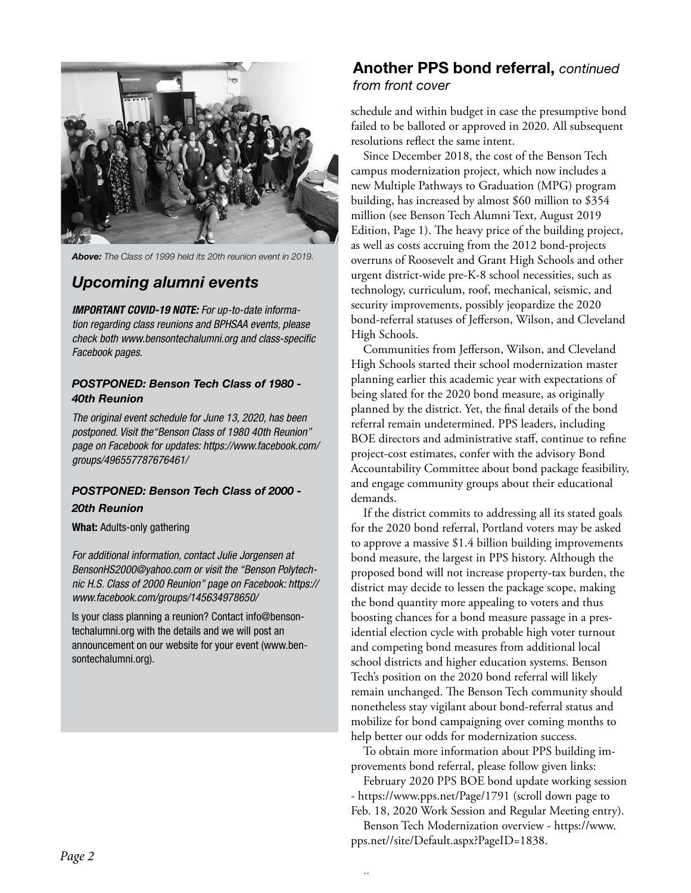*Above: The Class of 1999 held its 20th reunion event in 2019.*

## *Upcoming alumni events*

***IMPORTANT COVID-19 NOTE:*** *For up-to-date information regarding class reunions and BPHSAA events, please check both www.bensontechalumni.org and class-specific Facebook pages.*

### *POSTPONED: Benson Tech Class of 1980 - 40th Reunion*

*The original event schedule for June 13, 2020, has been postponed. Visit the "Benson Class of 1980 40th Reunion" page on Facebook for updates: https://www.facebook.com/groups/496557787676461/*

### *POSTPONED: Benson Tech Class of 2000 - 20th Reunion*

**What:** Adults-only gathering

*For additional information, contact Julie Jorgensen at BensonHS2000@yahoo.com or visit the "Benson Polytechnic H.S. Class of 2000 Reunion" page on Facebook: https://www.facebook.com/groups/145634978650/*

Is your class planning a reunion? Contact info@bensontechalumni.org with the details and we will post an announcement on our website for your event (www.bensontechalumni.org).

## Another PPS bond referral, *continued from front cover*

schedule and within budget in case the presumptive bond failed to be balloted or approved in 2020. All subsequent resolutions reflect the same intent.

Since December 2018, the cost of the Benson Tech campus modernization project, which now includes a new Multiple Pathways to Graduation (MPG) program building, has increased by almost $60 million to $354 million (see Benson Tech Alumni Text, August 2019 Edition, Page 1). The heavy price of the building project, as well as costs accruing from the 2012 bond-projects overruns of Roosevelt and Grant High Schools and other urgent district-wide pre-K-8 school necessities, such as technology, curriculum, roof, mechanical, seismic, and security improvements, possibly jeopardize the 2020 bond-referral statuses of Jefferson, Wilson, and Cleveland High Schools.

Communities from Jefferson, Wilson, and Cleveland High Schools started their school modernization master planning earlier this academic year with expectations of being slated for the 2020 bond measure, as originally planned by the district. Yet, the final details of the bond referral remain undetermined. PPS leaders, including BOE directors and administrative staff, continue to refine project-cost estimates, confer with the advisory Bond Accountability Committee about bond package feasibility, and engage community groups about their educational demands.

If the district commits to addressing all its stated goals for the 2020 bond referral, Portland voters may be asked to approve a massive $1.4 billion building improvements bond measure, the largest in PPS history. Although the proposed bond will not increase property-tax burden, the district may decide to lessen the package scope, making the bond quantity more appealing to voters and thus boosting chances for a bond measure passage in a presidential election cycle with probable high voter turnout and competing bond measures from additional local school districts and higher education systems. Benson Tech's position on the 2020 bond referral will likely remain unchanged. The Benson Tech community should nonetheless stay vigilant about bond-referral status and mobilize for bond campaigning over coming months to help better our odds for modernization success.

To obtain more information about PPS building improvements bond referral, please follow given links:

February 2020 PPS BOE bond update working session - https://www.pps.net/Page/1791 (scroll down page to Feb. 18, 2020 Work Session and Regular Meeting entry).

Benson Tech Modernization overview - https://www.pps.net//site/Default.aspx?PageID=1838.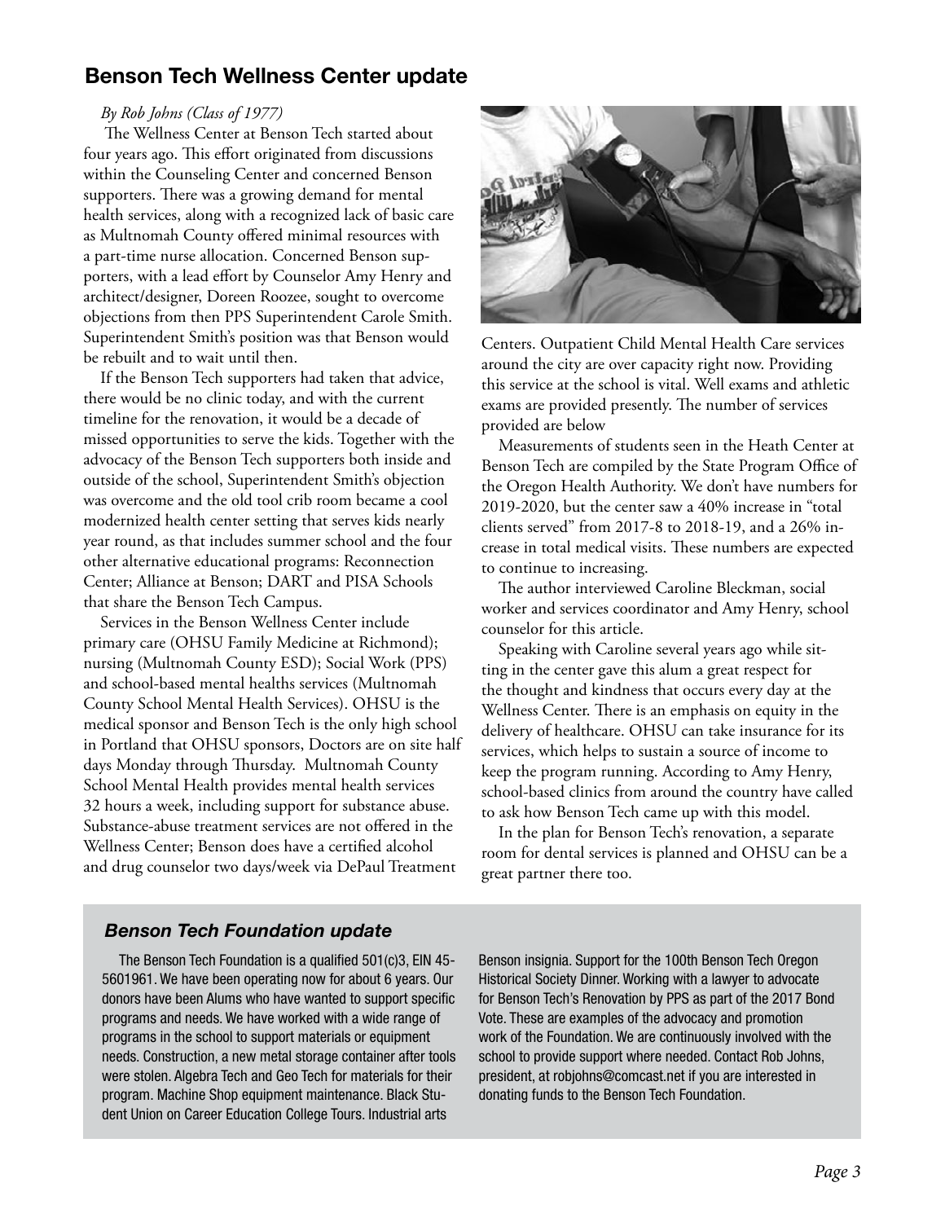## Benson Tech Wellness Center update

*By Rob Johns (Class of 1977)*

The Wellness Center at Benson Tech started about four years ago. This effort originated from discussions within the Counseling Center and concerned Benson supporters. There was a growing demand for mental health services, along with a recognized lack of basic care as Multnomah County offered minimal resources with a part-time nurse allocation. Concerned Benson supporters, with a lead effort by Counselor Amy Henry and architect/designer, Doreen Roozee, sought to overcome objections from then PPS Superintendent Carole Smith. Superintendent Smith's position was that Benson would be rebuilt and to wait until then.

If the Benson Tech supporters had taken that advice, there would be no clinic today, and with the current timeline for the renovation, it would be a decade of missed opportunities to serve the kids. Together with the advocacy of the Benson Tech supporters both inside and outside of the school, Superintendent Smith's objection was overcome and the old tool crib room became a cool modernized health center setting that serves kids nearly year round, as that includes summer school and the four other alternative educational programs: Reconnection Center; Alliance at Benson; DART and PISA Schools that share the Benson Tech Campus.

Services in the Benson Wellness Center include primary care (OHSU Family Medicine at Richmond); nursing (Multnomah County ESD); Social Work (PPS) and school-based mental healths services (Multnomah County School Mental Health Services). OHSU is the medical sponsor and Benson Tech is the only high school in Portland that OHSU sponsors, Doctors are on site half days Monday through Thursday. Multnomah County School Mental Health provides mental health services 32 hours a week, including support for substance abuse. Substance-abuse treatment services are not offered in the Wellness Center; Benson does have a certified alcohol and drug counselor two days/week via DePaul Treatment Centers. Outpatient Child Mental Health Care services around the city are over capacity right now. Providing this service at the school is vital. Well exams and athletic exams are provided presently. The number of services provided are below

Measurements of students seen in the Heath Center at Benson Tech are compiled by the State Program Office of the Oregon Health Authority. We don't have numbers for 2019-2020, but the center saw a 40% increase in "total clients served" from 2017-8 to 2018-19, and a 26% increase in total medical visits. These numbers are expected to continue to increasing.

The author interviewed Caroline Bleckman, social worker and services coordinator and Amy Henry, school counselor for this article.

Speaking with Caroline several years ago while sitting in the center gave this alum a great respect for the thought and kindness that occurs every day at the Wellness Center. There is an emphasis on equity in the delivery of healthcare. OHSU can take insurance for its services, which helps to sustain a source of income to keep the program running. According to Amy Henry, school-based clinics from around the country have called to ask how Benson Tech came up with this model.

In the plan for Benson Tech's renovation, a separate room for dental services is planned and OHSU can be a great partner there too.

### *Benson Tech Foundation update*

The Benson Tech Foundation is a qualified 501(c)3, EIN 45-5601961. We have been operating now for about 6 years. Our donors have been Alums who have wanted to support specific programs and needs. We have worked with a wide range of programs in the school to support materials or equipment needs. Construction, a new metal storage container after tools were stolen. Algebra Tech and Geo Tech for materials for their program. Machine Shop equipment maintenance. Black Student Union on Career Education College Tours. Industrial arts Benson insignia. Support for the 100th Benson Tech Oregon Historical Society Dinner. Working with a lawyer to advocate for Benson Tech's Renovation by PPS as part of the 2017 Bond Vote. These are examples of the advocacy and promotion work of the Foundation. We are continuously involved with the school to provide support where needed. Contact Rob Johns, president, at robjohns@comcast.net if you are interested in donating funds to the Benson Tech Foundation.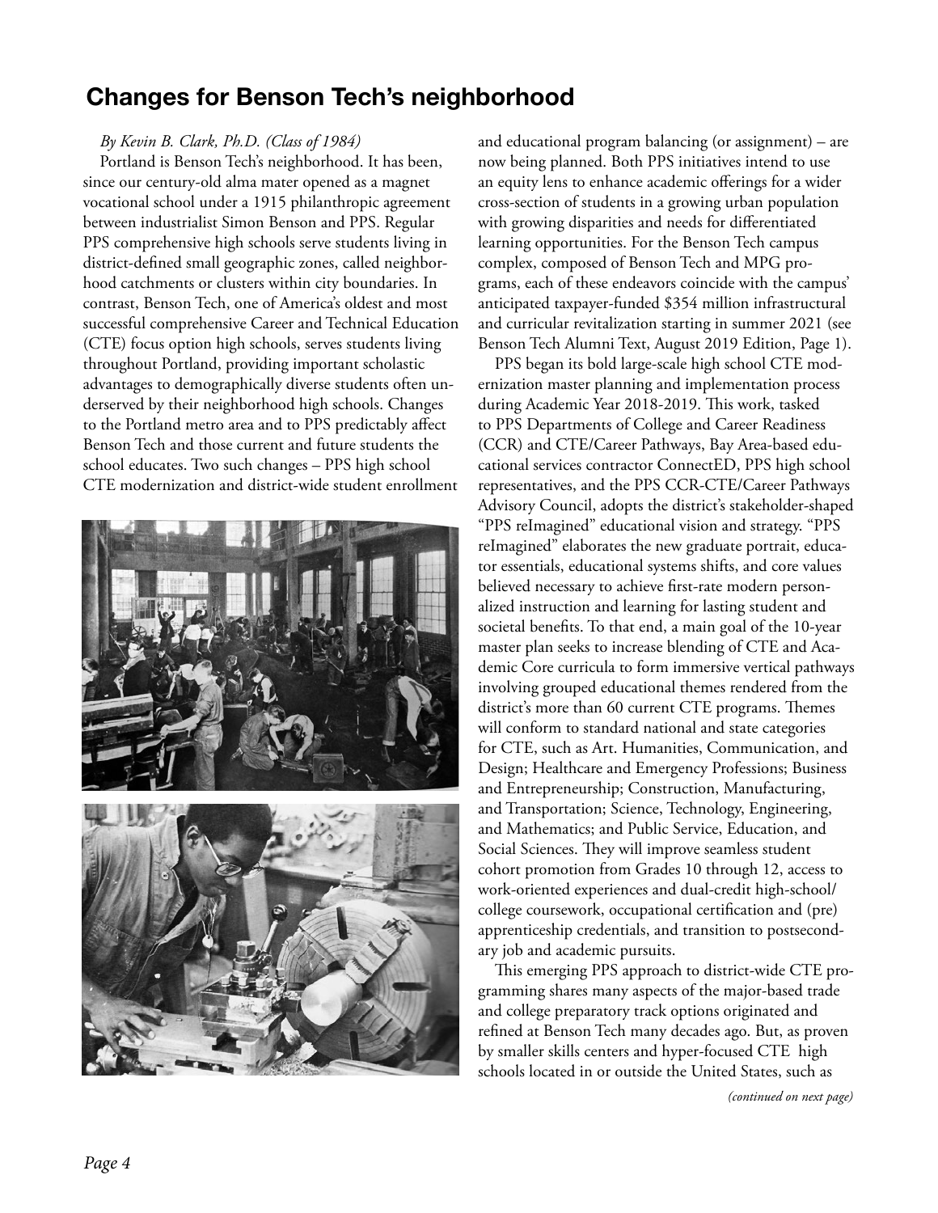## Changes for Benson Tech's neighborhood

*By Kevin B. Clark, Ph.D. (Class of 1984)*

Portland is Benson Tech's neighborhood. It has been, since our century-old alma mater opened as a magnet vocational school under a 1915 philanthropic agreement between industrialist Simon Benson and PPS. Regular PPS comprehensive high schools serve students living in district-defined small geographic zones, called neighborhood catchments or clusters within city boundaries. In contrast, Benson Tech, one of America's oldest and most successful comprehensive Career and Technical Education (CTE) focus option high schools, serves students living throughout Portland, providing important scholastic advantages to demographically diverse students often underserved by their neighborhood high schools. Changes to the Portland metro area and to PPS predictably affect Benson Tech and those current and future students the school educates. Two such changes – PPS high school CTE modernization and district-wide student enrollment and educational program balancing (or assignment) – are now being planned. Both PPS initiatives intend to use an equity lens to enhance academic offerings for a wider cross-section of students in a growing urban population with growing disparities and needs for differentiated learning opportunities. For the Benson Tech campus complex, composed of Benson Tech and MPG programs, each of these endeavors coincide with the campus' anticipated taxpayer-funded $354 million infrastructural and curricular revitalization starting in summer 2021 (see Benson Tech Alumni Text, August 2019 Edition, Page 1).

PPS began its bold large-scale high school CTE modernization master planning and implementation process during Academic Year 2018-2019. This work, tasked to PPS Departments of College and Career Readiness (CCR) and CTE/Career Pathways, Bay Area-based educational services contractor ConnectED, PPS high school representatives, and the PPS CCR-CTE/Career Pathways Advisory Council, adopts the district's stakeholder-shaped "PPS reImagined" educational vision and strategy. "PPS reImagined" elaborates the new graduate portrait, educator essentials, educational systems shifts, and core values believed necessary to achieve first-rate modern personalized instruction and learning for lasting student and societal benefits. To that end, a main goal of the 10-year master plan seeks to increase blending of CTE and Academic Core curricula to form immersive vertical pathways involving grouped educational themes rendered from the district's more than 60 current CTE programs. Themes will conform to standard national and state categories for CTE, such as Art. Humanities, Communication, and Design; Healthcare and Emergency Professions; Business and Entrepreneurship; Construction, Manufacturing, and Transportation; Science, Technology, Engineering, and Mathematics; and Public Service, Education, and Social Sciences. They will improve seamless student cohort promotion from Grades 10 through 12, access to work-oriented experiences and dual-credit high-school/college coursework, occupational certification and (pre) apprenticeship credentials, and transition to postsecondary job and academic pursuits.

This emerging PPS approach to district-wide CTE programming shares many aspects of the major-based trade and college preparatory track options originated and refined at Benson Tech many decades ago. But, as proven by smaller skills centers and hyper-focused CTE high schools located in or outside the United States, such as

*(continued on next page)*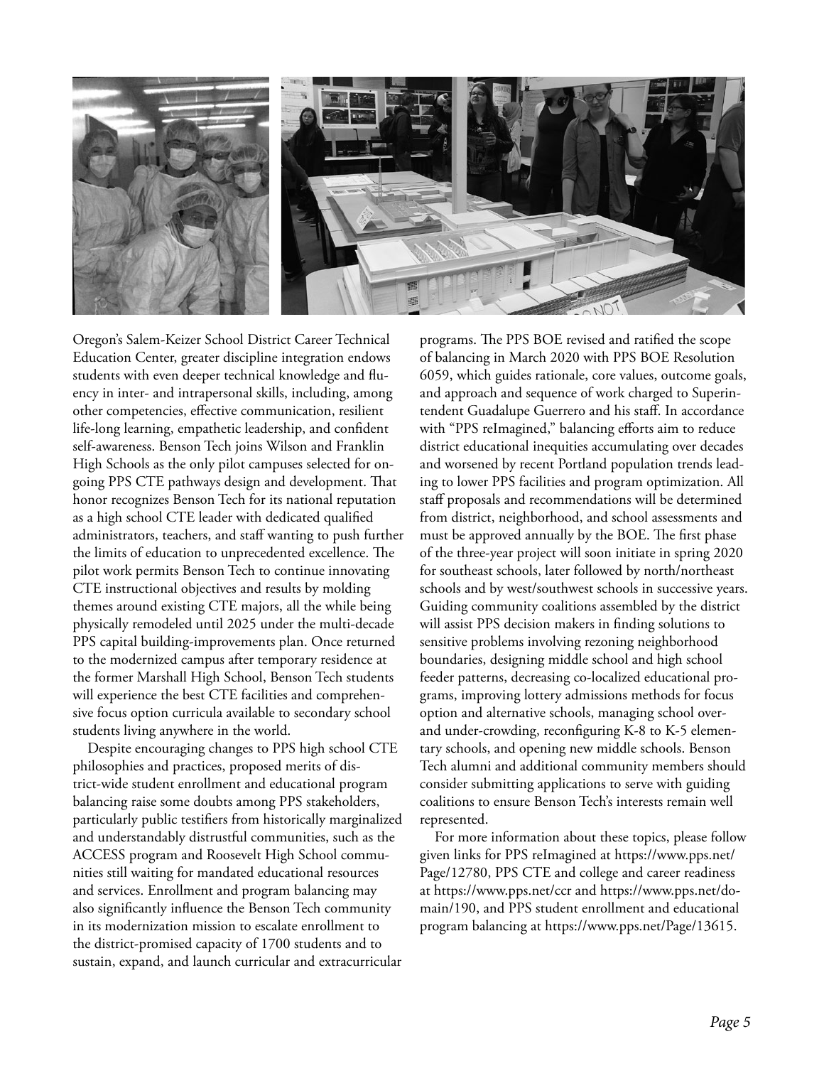Oregon's Salem-Keizer School District Career Technical Education Center, greater discipline integration endows students with even deeper technical knowledge and fluency in inter- and intrapersonal skills, including, among other competencies, effective communication, resilient life-long learning, empathetic leadership, and confident self-awareness. Benson Tech joins Wilson and Franklin High Schools as the only pilot campuses selected for ongoing PPS CTE pathways design and development. That honor recognizes Benson Tech for its national reputation as a high school CTE leader with dedicated qualified administrators, teachers, and staff wanting to push further the limits of education to unprecedented excellence. The pilot work permits Benson Tech to continue innovating CTE instructional objectives and results by molding themes around existing CTE majors, all the while being physically remodeled until 2025 under the multi-decade PPS capital building-improvements plan. Once returned to the modernized campus after temporary residence at the former Marshall High School, Benson Tech students will experience the best CTE facilities and comprehensive focus option curricula available to secondary school students living anywhere in the world.

Despite encouraging changes to PPS high school CTE philosophies and practices, proposed merits of district-wide student enrollment and educational program balancing raise some doubts among PPS stakeholders, particularly public testifiers from historically marginalized and understandably distrustful communities, such as the ACCESS program and Roosevelt High School communities still waiting for mandated educational resources and services. Enrollment and program balancing may also significantly influence the Benson Tech community in its modernization mission to escalate enrollment to the district-promised capacity of 1700 students and to sustain, expand, and launch curricular and extracurricular programs. The PPS BOE revised and ratified the scope of balancing in March 2020 with PPS BOE Resolution 6059, which guides rationale, core values, outcome goals, and approach and sequence of work charged to Superintendent Guadalupe Guerrero and his staff. In accordance with "PPS reImagined," balancing efforts aim to reduce district educational inequities accumulating over decades and worsened by recent Portland population trends leading to lower PPS facilities and program optimization. All staff proposals and recommendations will be determined from district, neighborhood, and school assessments and must be approved annually by the BOE. The first phase of the three-year project will soon initiate in spring 2020 for southeast schools, later followed by north/northeast schools and by west/southwest schools in successive years. Guiding community coalitions assembled by the district will assist PPS decision makers in finding solutions to sensitive problems involving rezoning neighborhood boundaries, designing middle school and high school feeder patterns, decreasing co-localized educational programs, improving lottery admissions methods for focus option and alternative schools, managing school over- and under-crowding, reconfiguring K-8 to K-5 elementary schools, and opening new middle schools. Benson Tech alumni and additional community members should consider submitting applications to serve with guiding coalitions to ensure Benson Tech's interests remain well represented.

For more information about these topics, please follow given links for PPS reImagined at https://www.pps.net/Page/12780, PPS CTE and college and career readiness at https://www.pps.net/ccr and https://www.pps.net/domain/190, and PPS student enrollment and educational program balancing at https://www.pps.net/Page/13615.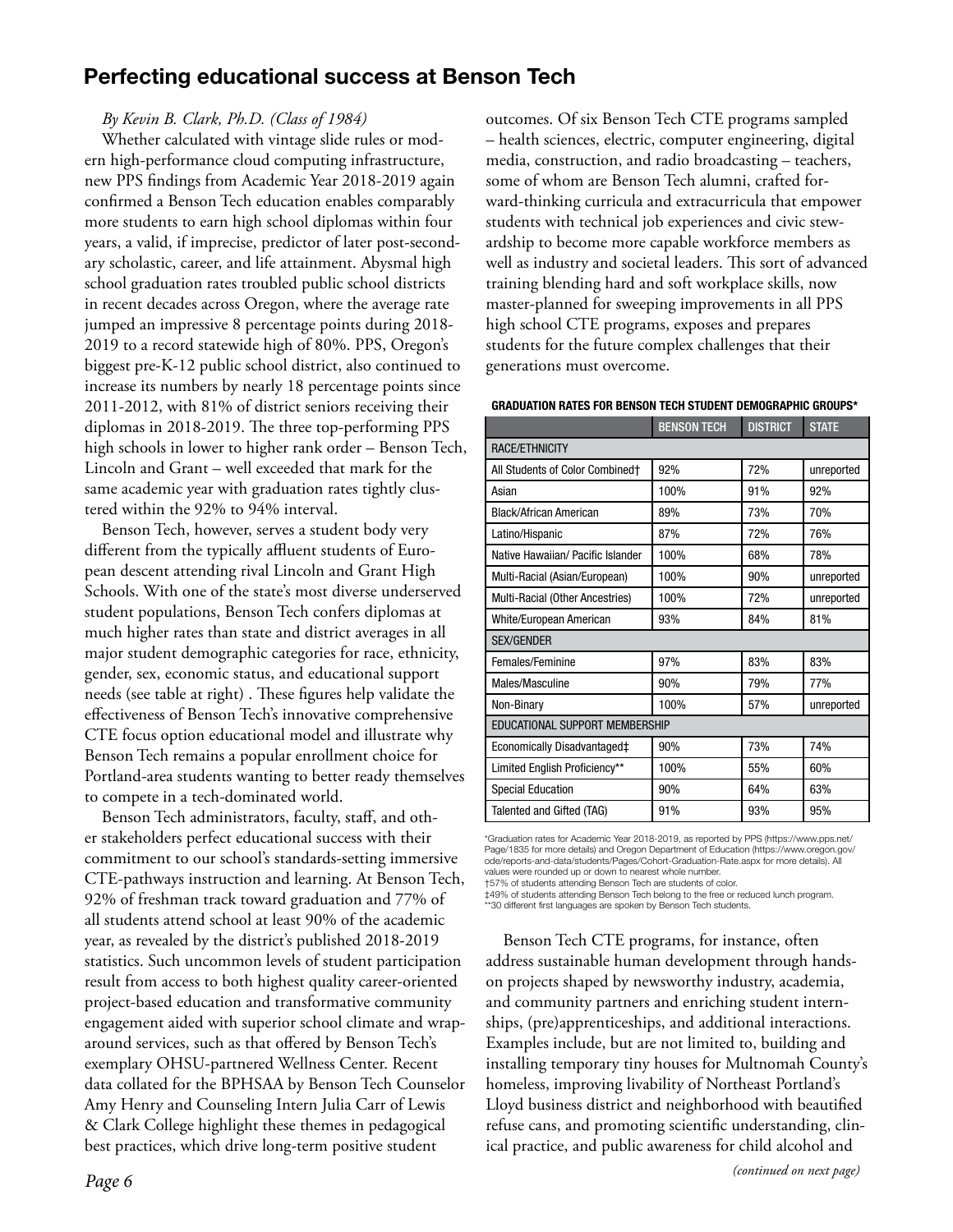## Perfecting educational success at Benson Tech

*By Kevin B. Clark, Ph.D. (Class of 1984)*

Whether calculated with vintage slide rules or modern high-performance cloud computing infrastructure, new PPS findings from Academic Year 2018-2019 again confirmed a Benson Tech education enables comparably more students to earn high school diplomas within four years, a valid, if imprecise, predictor of later post-secondary scholastic, career, and life attainment. Abysmal high school graduation rates troubled public school districts in recent decades across Oregon, where the average rate jumped an impressive 8 percentage points during 2018-2019 to a record statewide high of 80%. PPS, Oregon's biggest pre-K-12 public school district, also continued to increase its numbers by nearly 18 percentage points since 2011-2012, with 81% of district seniors receiving their diplomas in 2018-2019. The three top-performing PPS high schools in lower to higher rank order – Benson Tech, Lincoln and Grant – well exceeded that mark for the same academic year with graduation rates tightly clustered within the 92% to 94% interval.

Benson Tech, however, serves a student body very different from the typically affluent students of European descent attending rival Lincoln and Grant High Schools. With one of the state's most diverse underserved student populations, Benson Tech confers diplomas at much higher rates than state and district averages in all major student demographic categories for race, ethnicity, gender, sex, economic status, and educational support needs (see table at right) . These figures help validate the effectiveness of Benson Tech's innovative comprehensive CTE focus option educational model and illustrate why Benson Tech remains a popular enrollment choice for Portland-area students wanting to better ready themselves to compete in a tech-dominated world.

Benson Tech administrators, faculty, staff, and other stakeholders perfect educational success with their commitment to our school's standards-setting immersive CTE-pathways instruction and learning. At Benson Tech, 92% of freshman track toward graduation and 77% of all students attend school at least 90% of the academic year, as revealed by the district's published 2018-2019 statistics. Such uncommon levels of student participation result from access to both highest quality career-oriented project-based education and transformative community engagement aided with superior school climate and wraparound services, such as that offered by Benson Tech's exemplary OHSU-partnered Wellness Center. Recent data collated for the BPHSAA by Benson Tech Counselor Amy Henry and Counseling Intern Julia Carr of Lewis & Clark College highlight these themes in pedagogical best practices, which drive long-term positive student outcomes. Of six Benson Tech CTE programs sampled – health sciences, electric, computer engineering, digital media, construction, and radio broadcasting – teachers, some of whom are Benson Tech alumni, crafted forward-thinking curricula and extracurricula that empower students with technical job experiences and civic stewardship to become more capable workforce members as well as industry and societal leaders. This sort of advanced training blending hard and soft workplace skills, now master-planned for sweeping improvements in all PPS high school CTE programs, exposes and prepares students for the future complex challenges that their generations must overcome.

**GRADUATION RATES FOR BENSON TECH STUDENT DEMOGRAPHIC GROUPS***

| | BENSON TECH | DISTRICT | STATE |
|---|---|---|---|
| RACE/ETHNICITY | | | |
| All Students of Color Combined† | 92% | 72% | unreported |
| Asian | 100% | 91% | 92% |
| Black/African American | 89% | 73% | 70% |
| Latino/Hispanic | 87% | 72% | 76% |
| Native Hawaiian/ Pacific Islander | 100% | 68% | 78% |
| Multi-Racial (Asian/European) | 100% | 90% | unreported |
| Multi-Racial (Other Ancestries) | 100% | 72% | unreported |
| White/European American | 93% | 84% | 81% |
| SEX/GENDER | | | |
| Females/Feminine | 97% | 83% | 83% |
| Males/Masculine | 90% | 79% | 77% |
| Non-Binary | 100% | 57% | unreported |
| EDUCATIONAL SUPPORT MEMBERSHIP | | | |
| Economically Disadvantaged‡ | 90% | 73% | 74% |
| Limited English Proficiency** | 100% | 55% | 60% |
| Special Education | 90% | 64% | 63% |
| Talented and Gifted (TAG) | 91% | 93% | 95% |

*Graduation rates for Academic Year 2018-2019, as reported by PPS (https://www.pps.net/Page/1835 for more details) and Oregon Department of Education (https://www.oregon.gov/ode/reports-and-data/students/Pages/Cohort-Graduation-Rate.aspx for more details). All values were rounded up or down to nearest whole number.
†57% of students attending Benson Tech are students of color.
‡49% of students attending Benson Tech belong to the free or reduced lunch program.
**30 different first languages are spoken by Benson Tech students.

Benson Tech CTE programs, for instance, often address sustainable human development through hands-on projects shaped by newsworthy industry, academia, and community partners and enriching student internships, (pre)apprenticeships, and additional interactions. Examples include, but are not limited to, building and installing temporary tiny houses for Multnomah County's homeless, improving livability of Northeast Portland's Lloyd business district and neighborhood with beautified refuse cans, and promoting scientific understanding, clinical practice, and public awareness for child alcohol and

*(continued on next page)*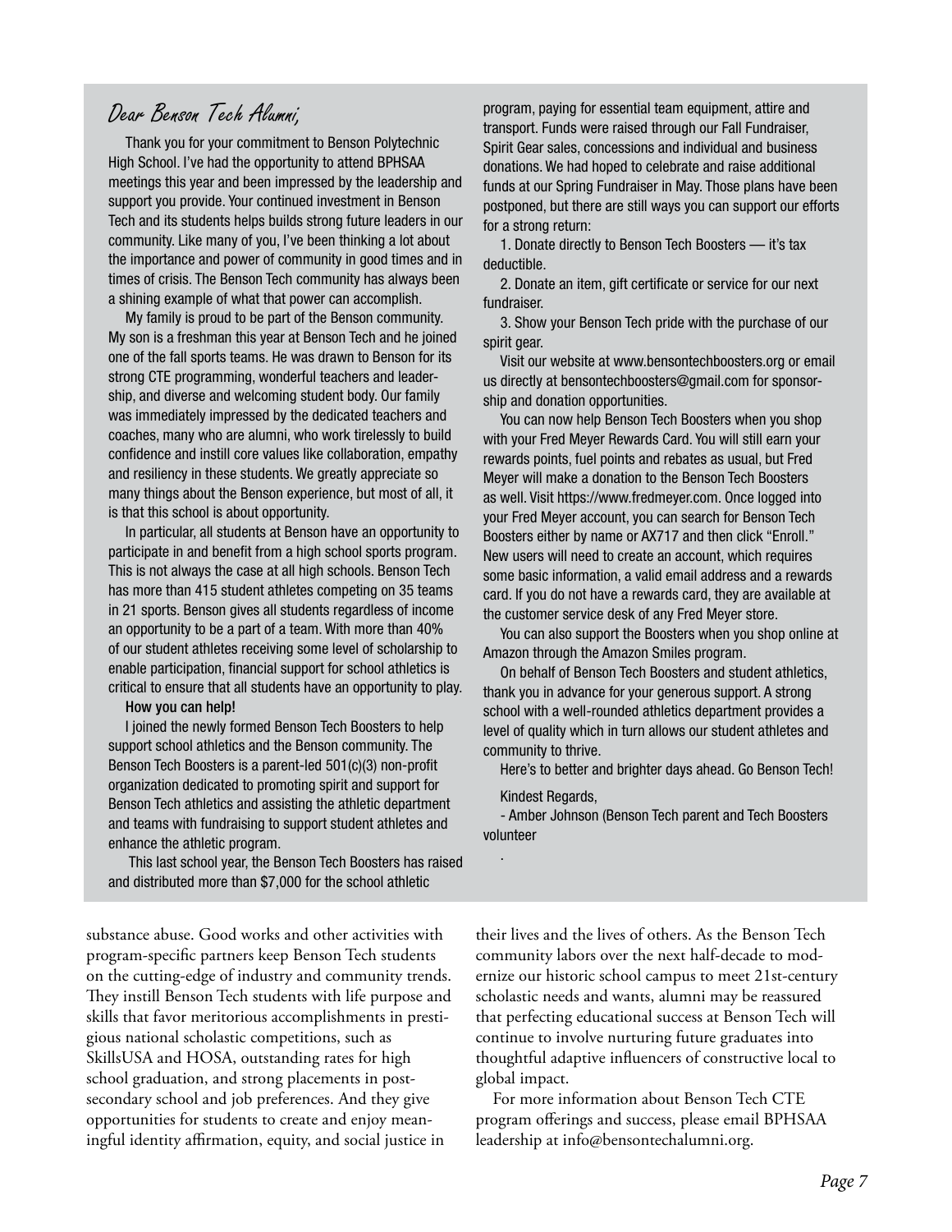## Dear Benson Tech Alumni,

Thank you for your commitment to Benson Polytechnic High School. I've had the opportunity to attend BPHSAA meetings this year and been impressed by the leadership and support you provide. Your continued investment in Benson Tech and its students helps builds strong future leaders in our community. Like many of you, I've been thinking a lot about the importance and power of community in good times and in times of crisis. The Benson Tech community has always been a shining example of what that power can accomplish.

My family is proud to be part of the Benson community. My son is a freshman this year at Benson Tech and he joined one of the fall sports teams. He was drawn to Benson for its strong CTE programming, wonderful teachers and leadership, and diverse and welcoming student body. Our family was immediately impressed by the dedicated teachers and coaches, many who are alumni, who work tirelessly to build confidence and instill core values like collaboration, empathy and resiliency in these students. We greatly appreciate so many things about the Benson experience, but most of all, it is that this school is about opportunity.

In particular, all students at Benson have an opportunity to participate in and benefit from a high school sports program. This is not always the case at all high schools. Benson Tech has more than 415 student athletes competing on 35 teams in 21 sports. Benson gives all students regardless of income an opportunity to be a part of a team. With more than 40% of our student athletes receiving some level of scholarship to enable participation, financial support for school athletics is critical to ensure that all students have an opportunity to play.

**How you can help!**

I joined the newly formed Benson Tech Boosters to help support school athletics and the Benson community. The Benson Tech Boosters is a parent-led 501(c)(3) non-profit organization dedicated to promoting spirit and support for Benson Tech athletics and assisting the athletic department and teams with fundraising to support student athletes and enhance the athletic program.

This last school year, the Benson Tech Boosters has raised and distributed more than $7,000 for the school athletic program, paying for essential team equipment, attire and transport. Funds were raised through our Fall Fundraiser, Spirit Gear sales, concessions and individual and business donations. We had hoped to celebrate and raise additional funds at our Spring Fundraiser in May. Those plans have been postponed, but there are still ways you can support our efforts for a strong return:

1. Donate directly to Benson Tech Boosters — it's tax deductible.
2. Donate an item, gift certificate or service for our next fundraiser.
3. Show your Benson Tech pride with the purchase of our spirit gear.

Visit our website at www.bensontechboosters.org or email us directly at bensontechboosters@gmail.com for sponsorship and donation opportunities.

You can now help Benson Tech Boosters when you shop with your Fred Meyer Rewards Card. You will still earn your rewards points, fuel points and rebates as usual, but Fred Meyer will make a donation to the Benson Tech Boosters as well. Visit https://www.fredmeyer.com. Once logged into your Fred Meyer account, you can search for Benson Tech Boosters either by name or AX717 and then click "Enroll." New users will need to create an account, which requires some basic information, a valid email address and a rewards card. If you do not have a rewards card, they are available at the customer service desk of any Fred Meyer store.

You can also support the Boosters when you shop online at Amazon through the Amazon Smiles program.

On behalf of Benson Tech Boosters and student athletics, thank you in advance for your generous support. A strong school with a well-rounded athletics department provides a level of quality which in turn allows our student athletes and community to thrive.

Here's to better and brighter days ahead. Go Benson Tech!

Kindest Regards,

- Amber Johnson (Benson Tech parent and Tech Boosters volunteer

.

---

substance abuse. Good works and other activities with program-specific partners keep Benson Tech students on the cutting-edge of industry and community trends. They instill Benson Tech students with life purpose and skills that favor meritorious accomplishments in prestigious national scholastic competitions, such as SkillsUSA and HOSA, outstanding rates for high school graduation, and strong placements in post-secondary school and job preferences. And they give opportunities for students to create and enjoy meaningful identity affirmation, equity, and social justice in their lives and the lives of others. As the Benson Tech community labors over the next half-decade to modernize our historic school campus to meet 21st-century scholastic needs and wants, alumni may be reassured that perfecting educational success at Benson Tech will continue to involve nurturing future graduates into thoughtful adaptive influencers of constructive local to global impact.

For more information about Benson Tech CTE program offerings and success, please email BPHSAA leadership at info@bensontechalumni.org.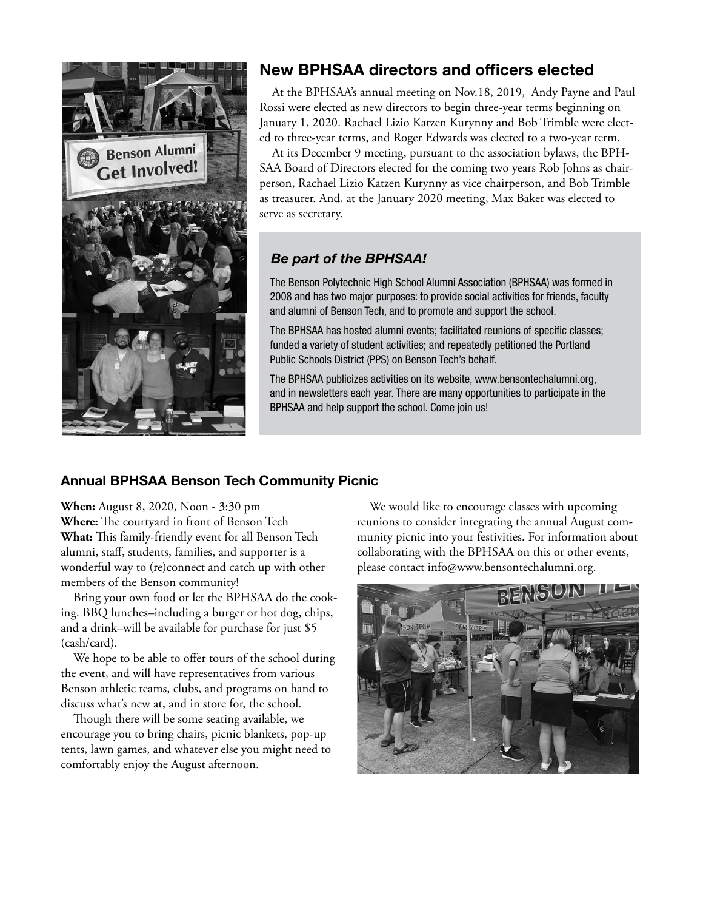## New BPHSAA directors and officers elected

At the BPHSAA's annual meeting on Nov.18, 2019, Andy Payne and Paul Rossi were elected as new directors to begin three-year terms beginning on January 1, 2020. Rachael Lizio Katzen Kurynny and Bob Trimble were elected to three-year terms, and Roger Edwards was elected to a two-year term.

At its December 9 meeting, pursuant to the association bylaws, the BPHSAA Board of Directors elected for the coming two years Rob Johns as chairperson, Rachael Lizio Katzen Kurynny as vice chairperson, and Bob Trimble as treasurer. And, at the January 2020 meeting, Max Baker was elected to serve as secretary.

### *Be part of the BPHSAA!*

The Benson Polytechnic High School Alumni Association (BPHSAA) was formed in 2008 and has two major purposes: to provide social activities for friends, faculty and alumni of Benson Tech, and to promote and support the school.

The BPHSAA has hosted alumni events; facilitated reunions of specific classes; funded a variety of student activities; and repeatedly petitioned the Portland Public Schools District (PPS) on Benson Tech's behalf.

The BPHSAA publicizes activities on its website, www.bensontechalumni.org, and in newsletters each year. There are many opportunities to participate in the BPHSAA and help support the school. Come join us!

## Annual BPHSAA Benson Tech Community Picnic

**When:** August 8, 2020, Noon - 3:30 pm
**Where:** The courtyard in front of Benson Tech
**What:** This family-friendly event for all Benson Tech alumni, staff, students, families, and supporter is a wonderful way to (re)connect and catch up with other members of the Benson community!

Bring your own food or let the BPHSAA do the cooking. BBQ lunches–including a burger or hot dog, chips, and a drink–will be available for purchase for just $5 (cash/card).

We hope to be able to offer tours of the school during the event, and will have representatives from various Benson athletic teams, clubs, and programs on hand to discuss what's new at, and in store for, the school.

Though there will be some seating available, we encourage you to bring chairs, picnic blankets, pop-up tents, lawn games, and whatever else you might need to comfortably enjoy the August afternoon.

We would like to encourage classes with upcoming reunions to consider integrating the annual August community picnic into your festivities. For information about collaborating with the BPHSAA on this or other events, please contact info@www.bensontechalumni.org.